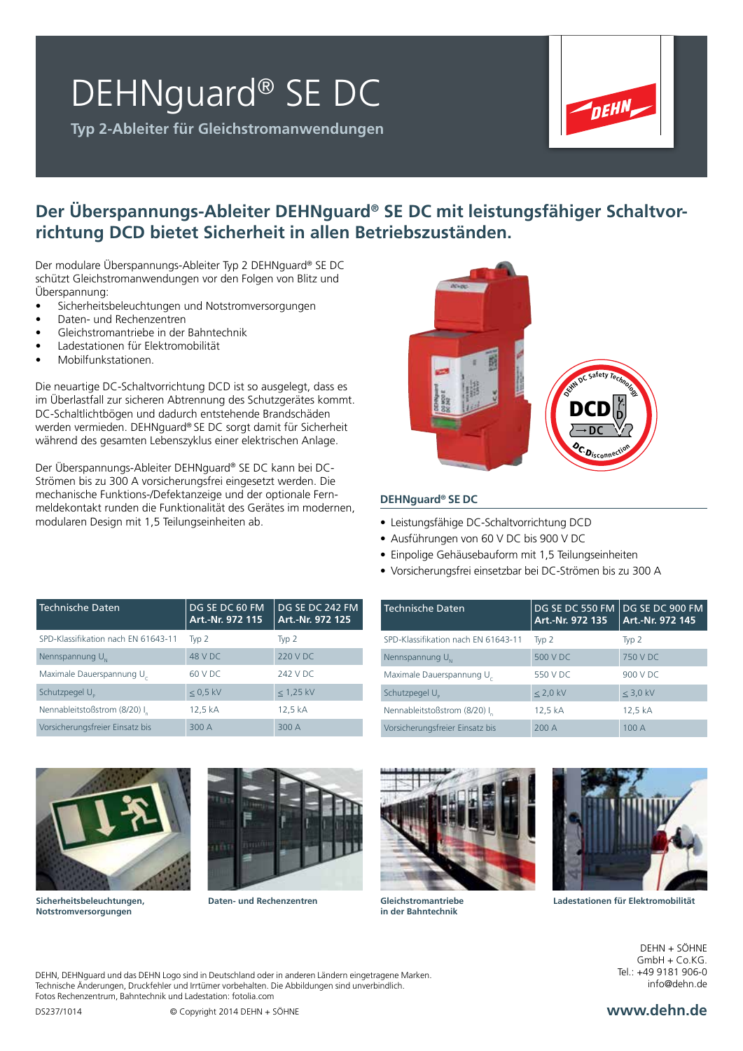# DEHNguard® SE DC

**Typ 2-Ableiter für Gleichstromanwendungen**

## Der Überspannungs-Ableiter DEHNguard® SE DC mit leistungsfähiger Schaltvorrichtung DCD bietet Sicherheit in allen Betriebszuständen.

Der modulare Überspannungs-Ableiter Typ 2 DEHNguard® SE DC schützt Gleichstromanwendungen vor den Folgen von Blitz und Überspannung:

- Sicherheitsbeleuchtungen und Notstromversorgungen
- Daten- und Rechenzentren
- Gleichstromantriebe in der Bahntechnik
- Ladestationen für Elektromobilität
- Mobilfunkstationen.

Die neuartige DC-Schaltvorrichtung DCD ist so ausgelegt, dass es im Überlastfall zur sicheren Abtrennung des Schutzgerätes kommt. DC-Schaltlichtbögen und dadurch entstehende Brandschäden werden vermieden. DEHNguard® SE DC sorgt damit für Sicherheit während des gesamten Lebenszyklus einer elektrischen Anlage.

Der Überspannungs-Ableiter DEHNguard® SE DC kann bei DC-Strömen bis zu 300 A vorsicherungsfrei eingesetzt werden. Die mechanische Funktions-/Defektanzeige und der optionale Fernmeldekontakt runden die Funktionalität des Gerätes im modernen, modularen Design mit 1,5 Teilungseinheiten ab.

DEHN DC Safety Technology – DCD – DC – DC-Disconnection

### DEHNguard® SE DC

- Leistungsfähige DC-Schaltvorrichtung DCD
- Ausführungen von 60 V DC bis 900 V DC
- Einpolige Gehäusebauform mit 1,5 Teilungseinheiten
- Vorsicherungsfrei einsetzbar bei DC-Strömen bis zu 300 A

| Technische Daten | DG SE DC 60 FM Art.-Nr. 972 115 | DG SE DC 242 FM Art.-Nr. 972 125 | DG SE DC 550 FM Art.-Nr. 972 135 | DG SE DC 900 FM Art.-Nr. 972 145 |
|---|---|---|---|---|
| SPD-Klassifikation nach EN 61643-11 | Typ 2 | Typ 2 | Typ 2 | Typ 2 |
| Nennspannung $U_N$ | 48 V DC | 220 V DC | 500 V DC | 750 V DC |
| Maximale Dauerspannung $U_C$ | 60 V DC | 242 V DC | 550 V DC | 900 V DC |
| Schutzpegel $U_P$ | ≤ 0,5 kV | ≤ 1,25 kV | ≤ 2,0 kV | ≤ 3,0 kV |
| Nennableitstoßstrom (8/20) $I_n$ | 12,5 kA | 12,5 kA | 12,5 kA | 12,5 kA |
| Vorsicherungsfreier Einsatz bis | 300 A | 300 A | 200 A | 100 A |

**Sicherheitsbeleuchtungen, Notstromversorgungen**

**Daten- und Rechenzentren**

**Gleichstromantriebe in der Bahntechnik**

**Ladestationen für Elektromobilität**

DEHN, DEHNguard und das DEHN Logo sind in Deutschland oder in anderen Ländern eingetragene Marken.
Technische Änderungen, Druckfehler und Irrtümer vorbehalten. Die Abbildungen sind unverbindlich.
Fotos Rechenzentrum, Bahntechnik und Ladestation: fotolia.com

DS237/1014 © Copyright 2014 DEHN + SÖHNE

DEHN + SÖHNE
GmbH + Co.KG.
Tel.: +49 9181 906-0
info@dehn.de

**www.dehn.de**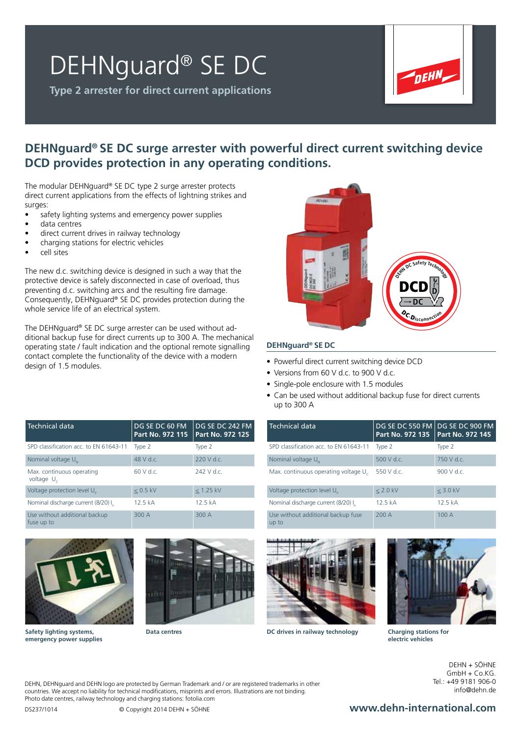# DEHNguard® SE DC

**Type 2 arrester for direct current applications**

## DEHNguard® SE DC surge arrester with powerful direct current switching device DCD provides protection in any operating conditions.

The modular DEHNguard® SE DC type 2 surge arrester protects direct current applications from the effects of lightning strikes and surges:

- safety lighting systems and emergency power supplies
- data centres
- direct current drives in railway technology
- charging stations for electric vehicles
- cell sites

The new d.c. switching device is designed in such a way that the protective device is safely disconnected in case of overload, thus preventing d.c. switching arcs and the resulting fire damage. Consequently, DEHNguard® SE DC provides protection during the whole service life of an electrical system.

The DEHNguard® SE DC surge arrester can be used without additional backup fuse for direct currents up to 300 A. The mechanical operating state / fault indication and the optional remote signalling contact complete the functionality of the device with a modern design of 1.5 modules.

**DEHNguard® SE DC**

- Powerful direct current switching device DCD
- Versions from 60 V d.c. to 900 V d.c.
- Single-pole enclosure with 1.5 modules
- Can be used without additional backup fuse for direct currents up to 300 A

| Technical data | DG SE DC 60 FM Part No. 972 115 | DG SE DC 242 FM Part No. 972 125 |
|---|---|---|
| SPD classification acc. to EN 61643-11 | Type 2 | Type 2 |
| Nominal voltage $U_N$ | 48 V d.c. | 220 V d.c. |
| Max. continuous operating voltage $U_C$ | 60 V d.c. | 242 V d.c. |
| Voltage protection level $U_P$ | ≤ 0.5 kV | ≤ 1.25 kV |
| Nominal discharge current (8/20) $I_n$ | 12.5 kA | 12.5 kA |
| Use without additional backup fuse up to | 300 A | 300 A |

| Technical data | DG SE DC 550 FM Part No. 972 135 | DG SE DC 900 FM Part No. 972 145 |
|---|---|---|
| SPD classification acc. to EN 61643-11 | Type 2 | Type 2 |
| Nominal voltage $U_N$ | 500 V d.c. | 750 V d.c. |
| Max. continuous operating voltage $U_C$ | 550 V d.c. | 900 V d.c. |
| Voltage protection level $U_P$ | ≤ 2.0 kV | ≤ 3.0 kV |
| Nominal discharge current (8/20) $I_n$ | 12.5 kA | 12.5 kA |
| Use without additional backup fuse up to | 200 A | 100 A |

**Safety lighting systems, emergency power supplies**

**Data centres**

**DC drives in railway technology**

**Charging stations for electric vehicles**

DEHN + SÖHNE
GmbH + Co.KG.
Tel.: +49 9181 906-0
info@dehn.de

DEHN, DEHNguard and DEHN logo are protected by German Trademark and / or are registered trademarks in other countries. We accept no liability for technical modifications, misprints and errors. Illustrations are not binding.
Photo date centres, railway technology and charging stations: fotolia.com

DS237/1014 © Copyright 2014 DEHN + SÖHNE

**www.dehn-international.com**